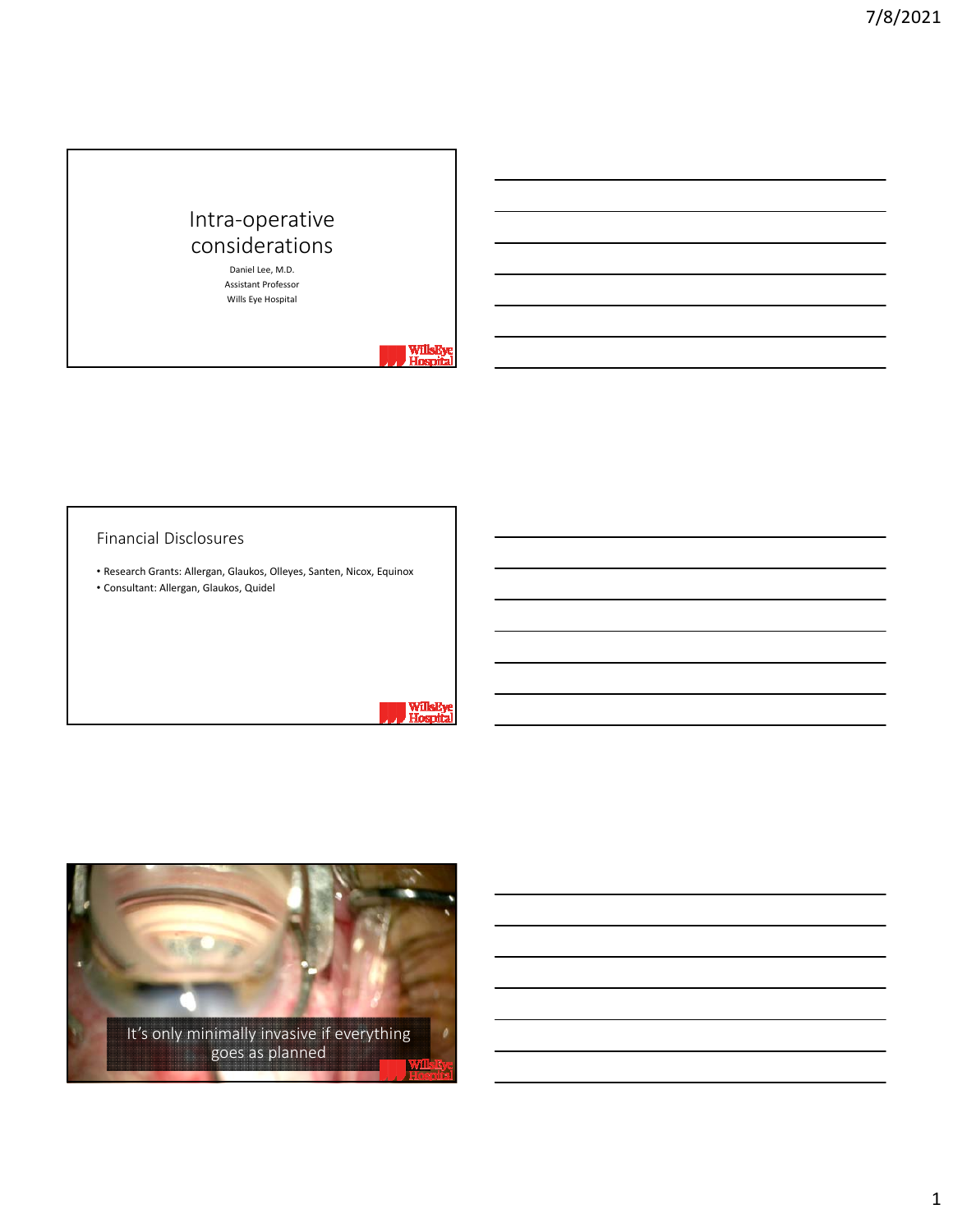# Intra-operative considerations

Daniel Lee, M.D.
Assistant Professor
Wills Eye Hospital

## Financial Disclosures

- Research Grants: Allergan, Glaukos, Olleyes, Santen, Nicox, Equinox
- Consultant: Allergan, Glaukos, Quidel

It's only minimally invasive if everything goes as planned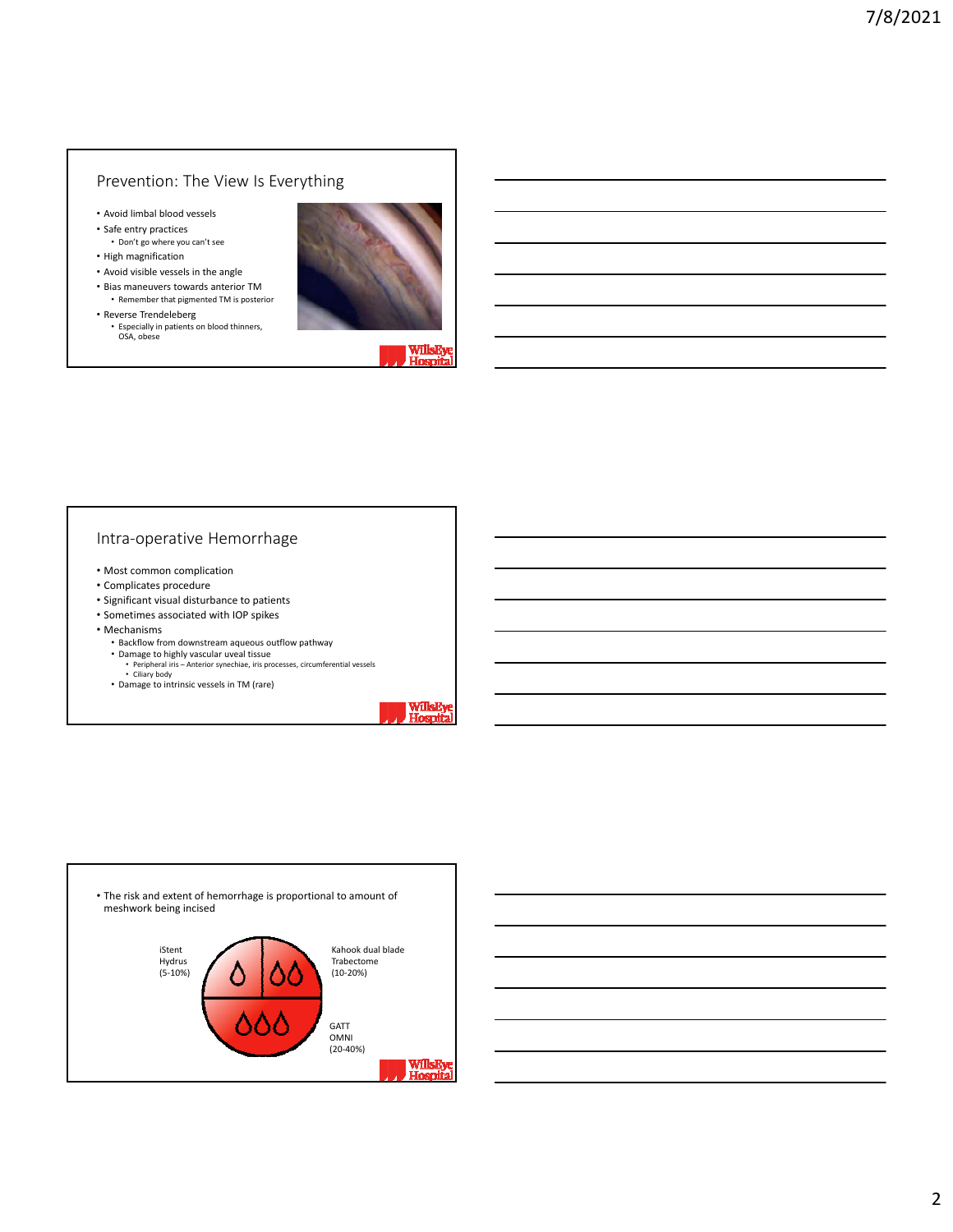## Prevention: The View Is Everything

- Avoid limbal blood vessels
- Safe entry practices
  - Don't go where you can't see
- High magnification
- Avoid visible vessels in the angle
- Bias maneuvers towards anterior TM
  - Remember that pigmented TM is posterior
- Reverse Trendeleberg
  - Especially in patients on blood thinners, OSA, obese

## Intra-operative Hemorrhage

- Most common complication
- Complicates procedure
- Significant visual disturbance to patients
- Sometimes associated with IOP spikes
- Mechanisms
  - Backflow from downstream aqueous outflow pathway
  - Damage to highly vascular uveal tissue
    - Peripheral iris – Anterior synechiae, iris processes, circumferential vessels
    - Ciliary body
  - Damage to intrinsic vessels in TM (rare)

---

- The risk and extent of hemorrhage is proportional to amount of meshwork being incised

iStent
Hydrus
(5-10%)

Kahook dual blade
Trabectome
(10-20%)

GATT
OMNI
(20-40%)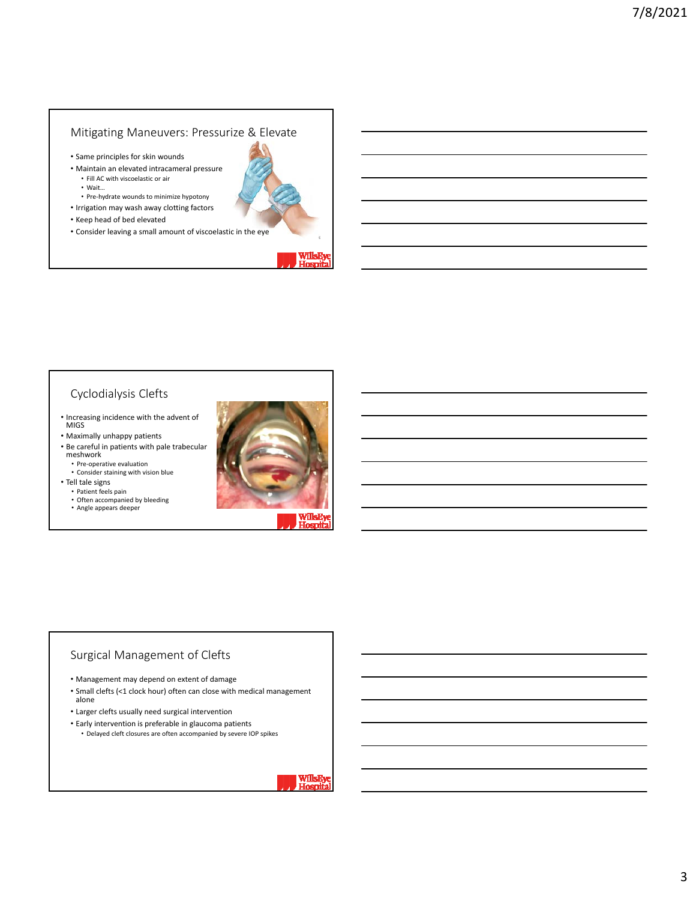## Mitigating Maneuvers: Pressurize & Elevate

- Same principles for skin wounds
- Maintain an elevated intracameral pressure
  - Fill AC with viscoelastic or air
  - Wait…
  - Pre-hydrate wounds to minimize hypotony
- Irrigation may wash away clotting factors
- Keep head of bed elevated
- Consider leaving a small amount of viscoelastic in the eye

## Cyclodialysis Clefts

- Increasing incidence with the advent of MIGS
- Maximally unhappy patients
- Be careful in patients with pale trabecular meshwork
  - Pre-operative evaluation
  - Consider staining with vision blue
- Tell tale signs
  - Patient feels pain
  - Often accompanied by bleeding
  - Angle appears deeper

## Surgical Management of Clefts

- Management may depend on extent of damage
- Small clefts (<1 clock hour) often can close with medical management alone
- Larger clefts usually need surgical intervention
- Early intervention is preferable in glaucoma patients
  - Delayed cleft closures are often accompanied by severe IOP spikes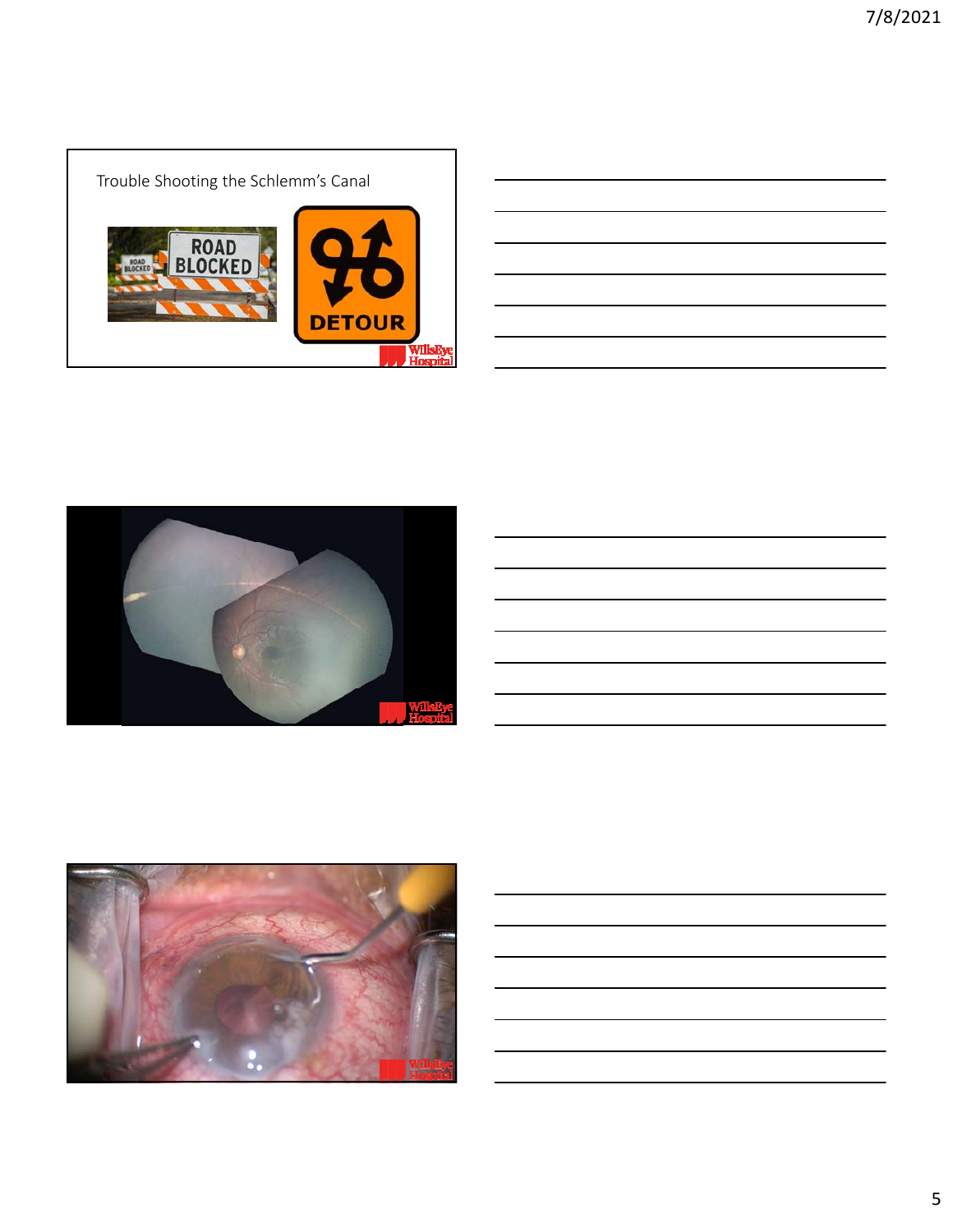Trouble Shooting the Schlemm's Canal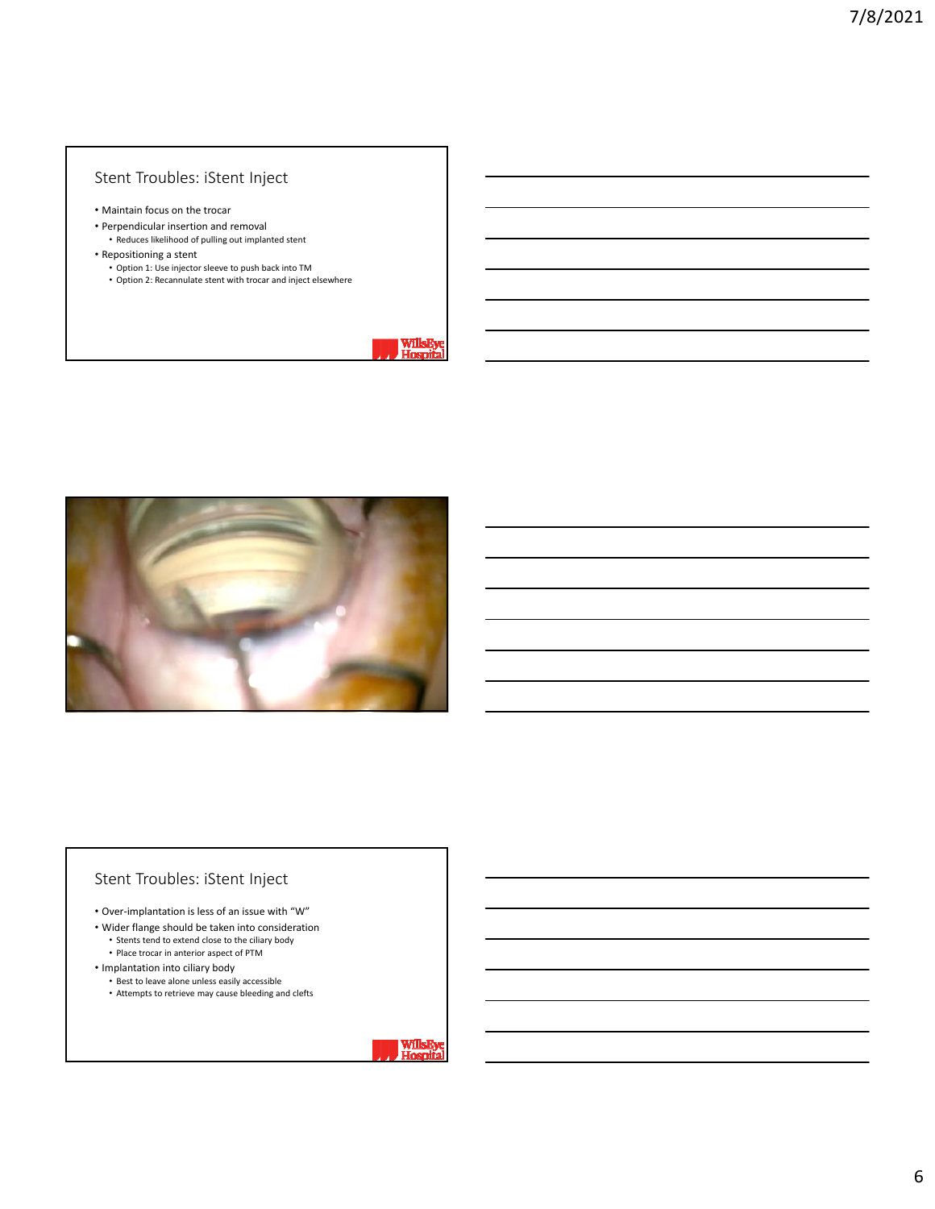## Stent Troubles: iStent Inject

- Maintain focus on the trocar
- Perpendicular insertion and removal
  - Reduces likelihood of pulling out implanted stent
- Repositioning a stent
  - Option 1: Use injector sleeve to push back into TM
  - Option 2: Recannulate stent with trocar and inject elsewhere

## Stent Troubles: iStent Inject

- Over-implantation is less of an issue with "W"
- Wider flange should be taken into consideration
  - Stents tend to extend close to the ciliary body
  - Place trocar in anterior aspect of PTM
- Implantation into ciliary body
  - Best to leave alone unless easily accessible
  - Attempts to retrieve may cause bleeding and clefts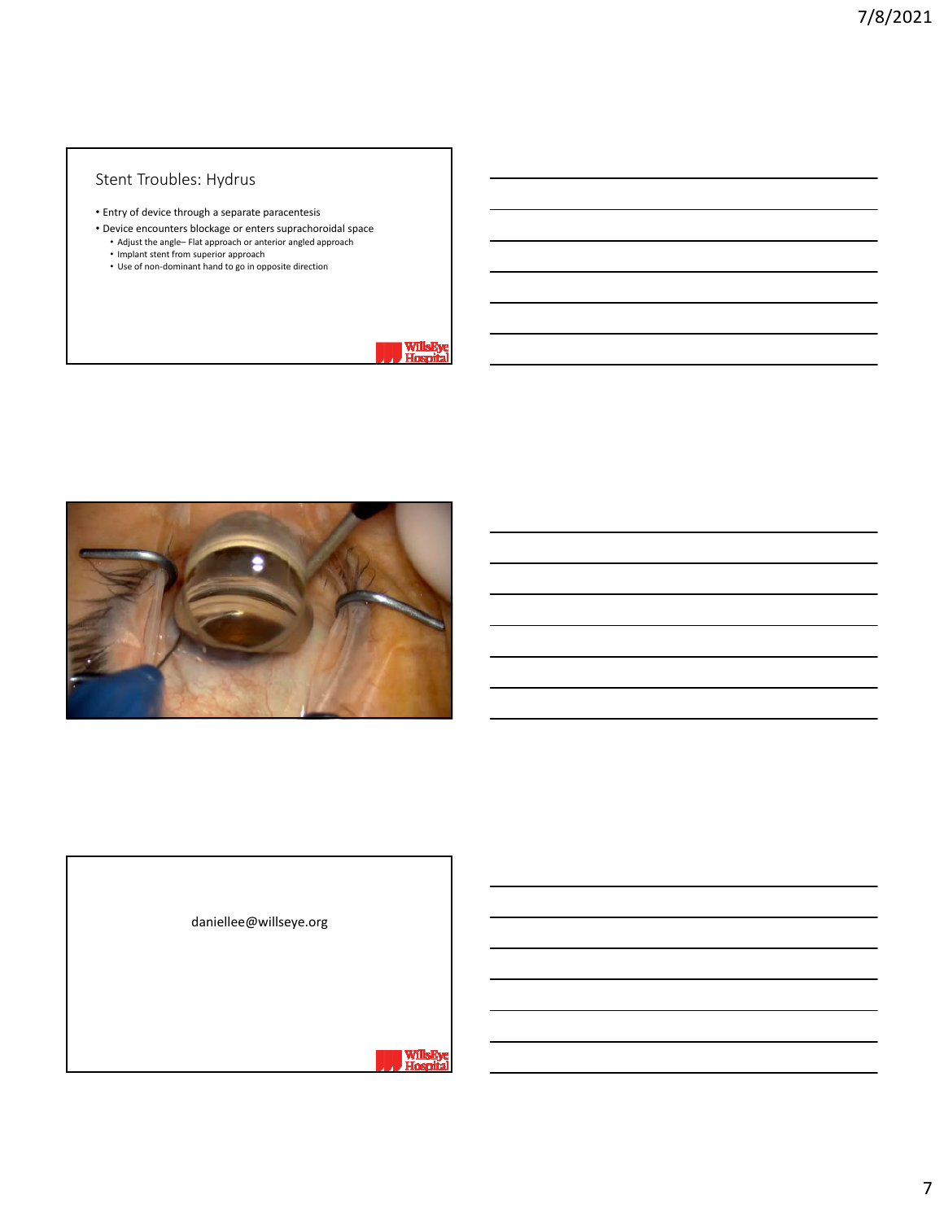## Stent Troubles: Hydrus

- Entry of device through a separate paracentesis
- Device encounters blockage or enters suprachoroidal space
  - Adjust the angle– Flat approach or anterior angled approach
  - Implant stent from superior approach
  - Use of non-dominant hand to go in opposite direction

daniellee@willseye.org